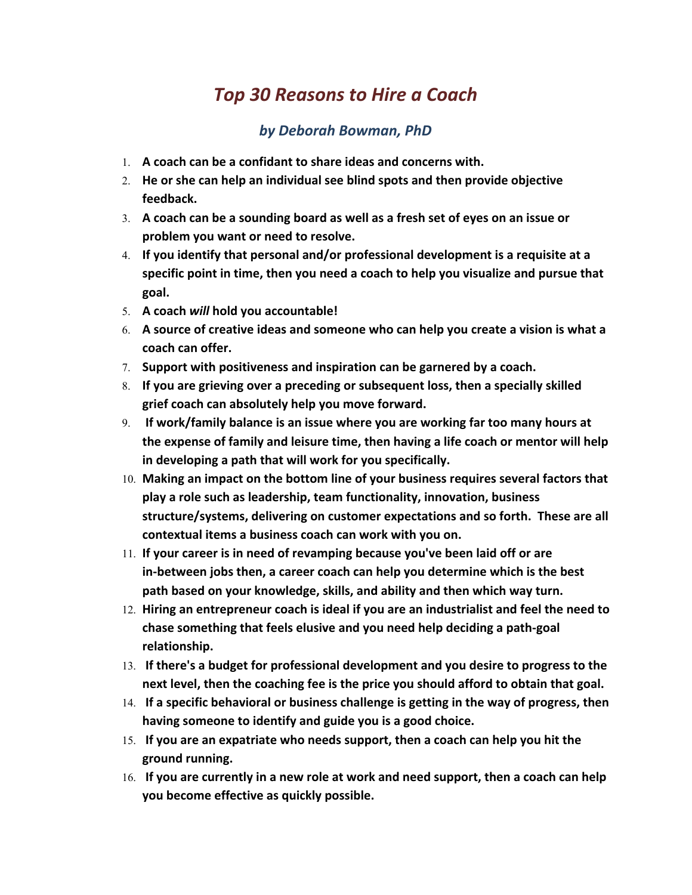# *Top 30 Reasons to Hire a Coach*

### *by Deborah Bowman, PhD*

1. **A coach can be a confidant to share ideas and concerns with.**
2. **He or she can help an individual see blind spots and then provide objective feedback.**
3. **A coach can be a sounding board as well as a fresh set of eyes on an issue or problem you want or need to resolve.**
4. **If you identify that personal and/or professional development is a requisite at a specific point in time, then you need a coach to help you visualize and pursue that goal.**
5. **A coach *will* hold you accountable!**
6. **A source of creative ideas and someone who can help you create a vision is what a coach can offer.**
7. **Support with positiveness and inspiration can be garnered by a coach.**
8. **If you are grieving over a preceding or subsequent loss, then a specially skilled grief coach can absolutely help you move forward.**
9. **If work/family balance is an issue where you are working far too many hours at the expense of family and leisure time, then having a life coach or mentor will help in developing a path that will work for you specifically.**
10. **Making an impact on the bottom line of your business requires several factors that play a role such as leadership, team functionality, innovation, business structure/systems, delivering on customer expectations and so forth. These are all contextual items a business coach can work with you on.**
11. **If your career is in need of revamping because you've been laid off or are in-between jobs then, a career coach can help you determine which is the best path based on your knowledge, skills, and ability and then which way turn.**
12. **Hiring an entrepreneur coach is ideal if you are an industrialist and feel the need to chase something that feels elusive and you need help deciding a path-goal relationship.**
13. **If there's a budget for professional development and you desire to progress to the next level, then the coaching fee is the price you should afford to obtain that goal.**
14. **If a specific behavioral or business challenge is getting in the way of progress, then having someone to identify and guide you is a good choice.**
15. **If you are an expatriate who needs support, then a coach can help you hit the ground running.**
16. **If you are currently in a new role at work and need support, then a coach can help you become effective as quickly possible.**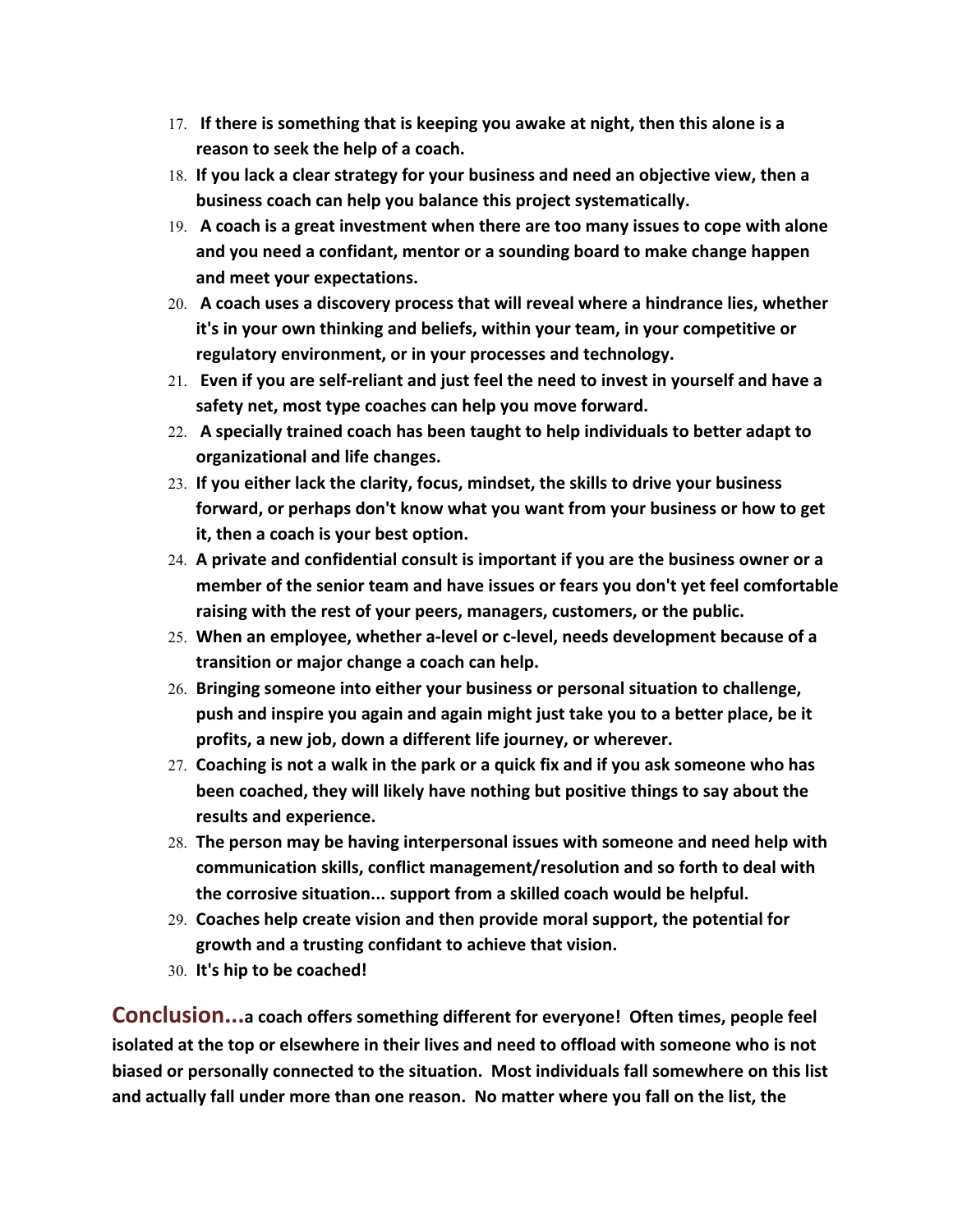17. **If there is something that is keeping you awake at night, then this alone is a reason to seek the help of a coach.**
18. **If you lack a clear strategy for your business and need an objective view, then a business coach can help you balance this project systematically.**
19. **A coach is a great investment when there are too many issues to cope with alone and you need a confidant, mentor or a sounding board to make change happen and meet your expectations.**
20. **A coach uses a discovery process that will reveal where a hindrance lies, whether it's in your own thinking and beliefs, within your team, in your competitive or regulatory environment, or in your processes and technology.**
21. **Even if you are self-reliant and just feel the need to invest in yourself and have a safety net, most type coaches can help you move forward.**
22. **A specially trained coach has been taught to help individuals to better adapt to organizational and life changes.**
23. **If you either lack the clarity, focus, mindset, the skills to drive your business forward, or perhaps don't know what you want from your business or how to get it, then a coach is your best option.**
24. **A private and confidential consult is important if you are the business owner or a member of the senior team and have issues or fears you don't yet feel comfortable raising with the rest of your peers, managers, customers, or the public.**
25. **When an employee, whether a-level or c-level, needs development because of a transition or major change a coach can help.**
26. **Bringing someone into either your business or personal situation to challenge, push and inspire you again and again might just take you to a better place, be it profits, a new job, down a different life journey, or wherever.**
27. **Coaching is not a walk in the park or a quick fix and if you ask someone who has been coached, they will likely have nothing but positive things to say about the results and experience.**
28. **The person may be having interpersonal issues with someone and need help with communication skills, conflict management/resolution and so forth to deal with the corrosive situation... support from a skilled coach would be helpful.**
29. **Coaches help create vision and then provide moral support, the potential for growth and a trusting confidant to achieve that vision.**
30. **It's hip to be coached!**

**Conclusion...a coach offers something different for everyone! Often times, people feel isolated at the top or elsewhere in their lives and need to offload with someone who is not biased or personally connected to the situation. Most individuals fall somewhere on this list and actually fall under more than one reason. No matter where you fall on the list, the**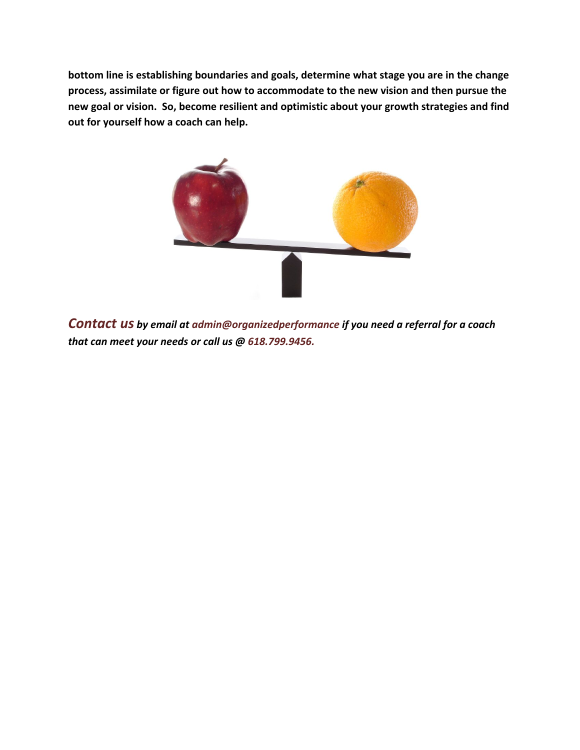**bottom line is establishing boundaries and goals, determine what stage you are in the change process, assimilate or figure out how to accommodate to the new vision and then pursue the new goal or vision. So, become resilient and optimistic about your growth strategies and find out for yourself how a coach can help.**

***Contact us** by email at admin@organizedperformance if you need a referral for a coach that can meet your needs or call us @ 618.799.9456.*